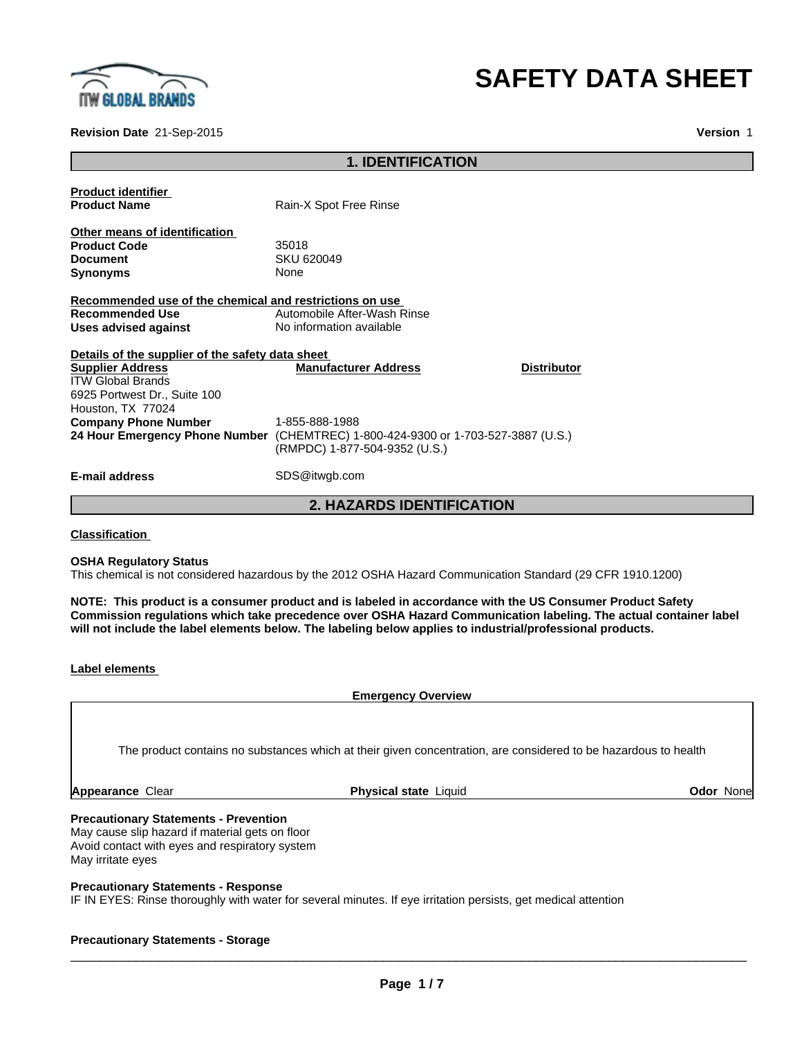# SAFETY DATA SHEET

**Revision Date** 21-Sep-2015

**Version** 1

## 1. IDENTIFICATION

**Product identifier**

**Product Name** Rain-X Spot Free Rinse

**Other means of identification**

**Product Code** 35018

**Document** SKU 620049

**Synonyms** None

**Recommended use of the chemical and restrictions on use**

**Recommended Use** Automobile After-Wash Rinse

**Uses advised against** No information available

**Details of the supplier of the safety data sheet**

| **Supplier Address** | **Manufacturer Address** | **Distributor** |
|---|---|---|
| ITW Global Brands<br>6925 Portwest Dr., Suite 100<br>Houston, TX 77024 | | |

**Company Phone Number** 1-855-888-1988

**24 Hour Emergency Phone Number** (CHEMTREC) 1-800-424-9300 or 1-703-527-3887 (U.S.)
(RMPDC) 1-877-504-9352 (U.S.)

**E-mail address** SDS@itwgb.com

## 2. HAZARDS IDENTIFICATION

**Classification**

**OSHA Regulatory Status**

This chemical is not considered hazardous by the 2012 OSHA Hazard Communication Standard (29 CFR 1910.1200)

**NOTE: This product is a consumer product and is labeled in accordance with the US Consumer Product Safety Commission regulations which take precedence over OSHA Hazard Communication labeling. The actual container label will not include the label elements below. The labeling below applies to industrial/professional products.**

**Label elements**

**Emergency Overview**

The product contains no substances which at their given concentration, are considered to be hazardous to health

**Appearance** Clear **Physical state** Liquid **Odor** None

**Precautionary Statements - Prevention**

May cause slip hazard if material gets on floor
Avoid contact with eyes and respiratory system
May irritate eyes

**Precautionary Statements - Response**

IF IN EYES: Rinse thoroughly with water for several minutes. If eye irritation persists, get medical attention

**Precautionary Statements - Storage**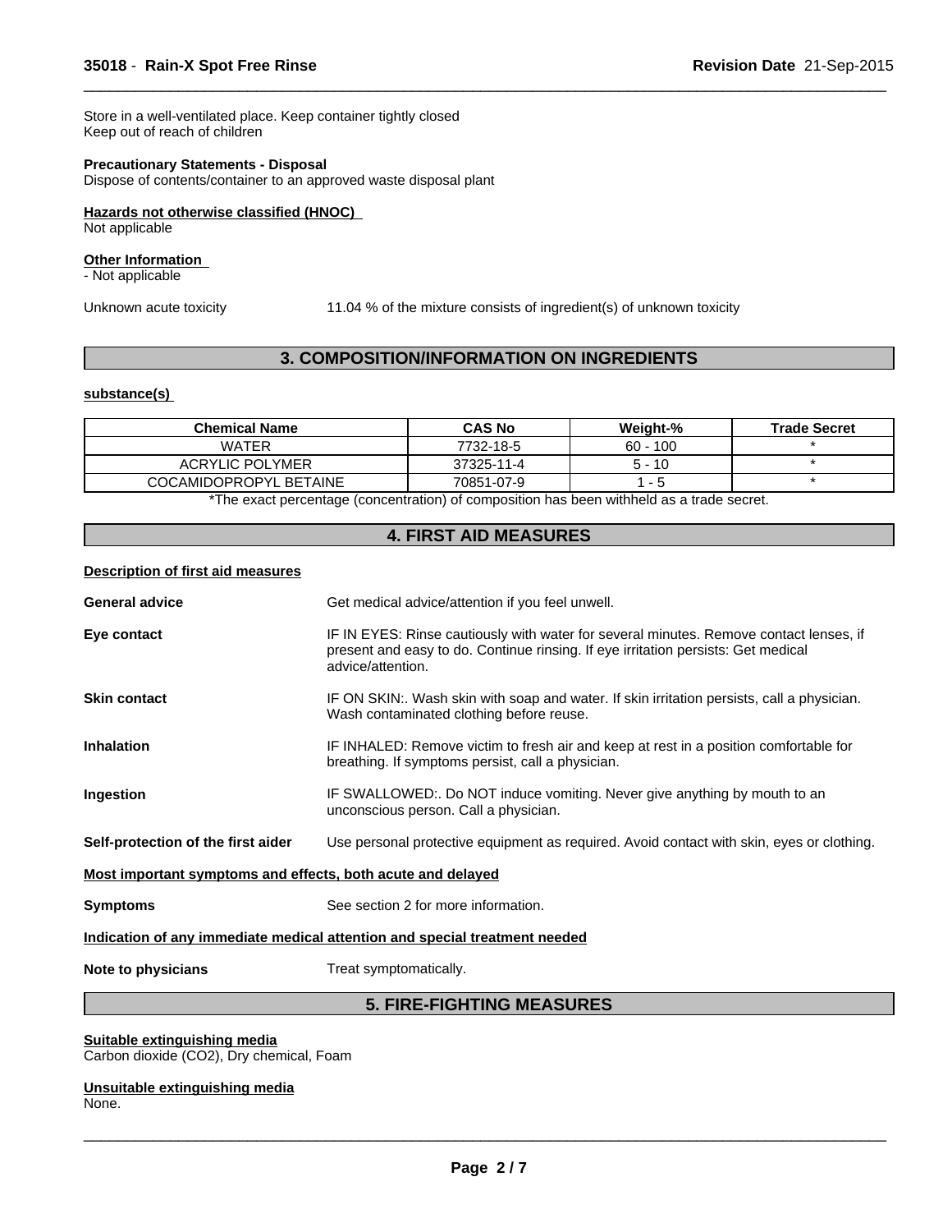Store in a well-ventilated place. Keep container tightly closed
Keep out of reach of children

**Precautionary Statements - Disposal**
Dispose of contents/container to an approved waste disposal plant

**Hazards not otherwise classified (HNOC)**
Not applicable

**Other Information**
- Not applicable

Unknown acute toxicity 11.04 % of the mixture consists of ingredient(s) of unknown toxicity

## 3. COMPOSITION/INFORMATION ON INGREDIENTS

**substance(s)**

| Chemical Name | CAS No | Weight-% | Trade Secret |
|---|---|---|---|
| WATER | 7732-18-5 | 60 - 100 | * |
| ACRYLIC POLYMER | 37325-11-4 | 5 - 10 | * |
| COCAMIDOPROPYL BETAINE | 70851-07-9 | 1 - 5 | * |

*The exact percentage (concentration) of composition has been withheld as a trade secret.

## 4. FIRST AID MEASURES

**Description of first aid measures**

**General advice** Get medical advice/attention if you feel unwell.

**Eye contact** IF IN EYES: Rinse cautiously with water for several minutes. Remove contact lenses, if present and easy to do. Continue rinsing. If eye irritation persists: Get medical advice/attention.

**Skin contact** IF ON SKIN:. Wash skin with soap and water. If skin irritation persists, call a physician. Wash contaminated clothing before reuse.

**Inhalation** IF INHALED: Remove victim to fresh air and keep at rest in a position comfortable for breathing. If symptoms persist, call a physician.

**Ingestion** IF SWALLOWED:. Do NOT induce vomiting. Never give anything by mouth to an unconscious person. Call a physician.

**Self-protection of the first aider** Use personal protective equipment as required. Avoid contact with skin, eyes or clothing.

**Most important symptoms and effects, both acute and delayed**

**Symptoms** See section 2 for more information.

**Indication of any immediate medical attention and special treatment needed**

**Note to physicians** Treat symptomatically.

## 5. FIRE-FIGHTING MEASURES

**Suitable extinguishing media**
Carbon dioxide ($CO_2$), Dry chemical, Foam

**Unsuitable extinguishing media**
None.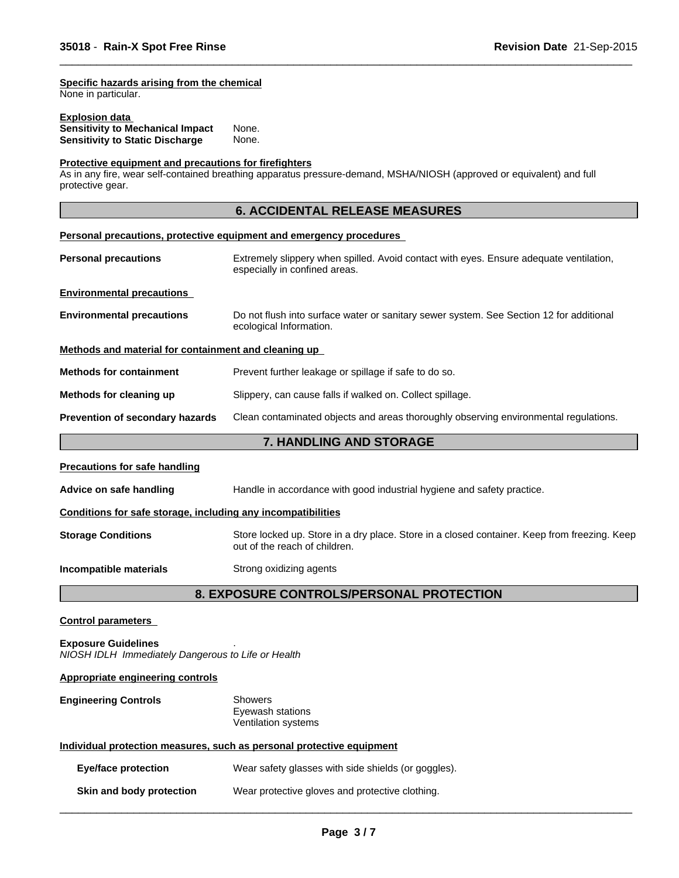**Specific hazards arising from the chemical**
None in particular.

**Explosion data**

**Sensitivity to Mechanical Impact** None.
**Sensitivity to Static Discharge** None.

**Protective equipment and precautions for firefighters**
As in any fire, wear self-contained breathing apparatus pressure-demand, MSHA/NIOSH (approved or equivalent) and full protective gear.

## 6. ACCIDENTAL RELEASE MEASURES

**Personal precautions, protective equipment and emergency procedures**

**Personal precautions** Extremely slippery when spilled. Avoid contact with eyes. Ensure adequate ventilation, especially in confined areas.

**Environmental precautions**

**Environmental precautions** Do not flush into surface water or sanitary sewer system. See Section 12 for additional ecological Information.

**Methods and material for containment and cleaning up**

**Methods for containment** Prevent further leakage or spillage if safe to do so.

**Methods for cleaning up** Slippery, can cause falls if walked on. Collect spillage.

**Prevention of secondary hazards** Clean contaminated objects and areas thoroughly observing environmental regulations.

## 7. HANDLING AND STORAGE

**Precautions for safe handling**

**Advice on safe handling** Handle in accordance with good industrial hygiene and safety practice.

**Conditions for safe storage, including any incompatibilities**

**Storage Conditions** Store locked up. Store in a dry place. Store in a closed container. Keep from freezing. Keep out of the reach of children.

**Incompatible materials** Strong oxidizing agents

## 8. EXPOSURE CONTROLS/PERSONAL PROTECTION

**Control parameters**

**Exposure Guidelines** .
*NIOSH IDLH Immediately Dangerous to Life or Health*

**Appropriate engineering controls**

**Engineering Controls** Showers
Eyewash stations
Ventilation systems

**Individual protection measures, such as personal protective equipment**

**Eye/face protection** Wear safety glasses with side shields (or goggles).

**Skin and body protection** Wear protective gloves and protective clothing.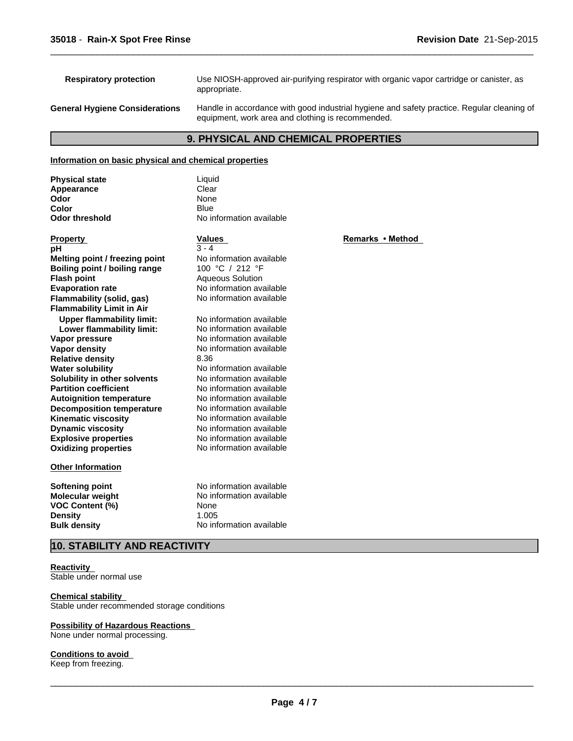| | |
|---|---|
| **Respiratory protection** | Use NIOSH-approved air-purifying respirator with organic vapor cartridge or canister, as appropriate. |
| **General Hygiene Considerations** | Handle in accordance with good industrial hygiene and safety practice. Regular cleaning of equipment, work area and clothing is recommended. |

## 9. PHYSICAL AND CHEMICAL PROPERTIES

**Information on basic physical and chemical properties**

| | |
|---|---|
| **Physical state** | Liquid |
| **Appearance** | Clear |
| **Odor** | None |
| **Color** | Blue |
| **Odor threshold** | No information available |

| Property | Values | Remarks • Method |
|---|---|---|
| **pH** | 3 - 4 | |
| **Melting point / freezing point** | No information available | |
| **Boiling point / boiling range** | 100 °C / 212 °F | |
| **Flash point** | Aqueous Solution | |
| **Evaporation rate** | No information available | |
| **Flammability (solid, gas)** | No information available | |
| **Flammability Limit in Air** | | |
| **Upper flammability limit:** | No information available | |
| **Lower flammability limit:** | No information available | |
| **Vapor pressure** | No information available | |
| **Vapor density** | No information available | |
| **Relative density** | 8.36 | |
| **Water solubility** | No information available | |
| **Solubility in other solvents** | No information available | |
| **Partition coefficient** | No information available | |
| **Autoignition temperature** | No information available | |
| **Decomposition temperature** | No information available | |
| **Kinematic viscosity** | No information available | |
| **Dynamic viscosity** | No information available | |
| **Explosive properties** | No information available | |
| **Oxidizing properties** | No information available | |

**Other Information**

| | |
|---|---|
| **Softening point** | No information available |
| **Molecular weight** | No information available |
| **VOC Content (%)** | None |
| **Density** | 1.005 |
| **Bulk density** | No information available |

## 10. STABILITY AND REACTIVITY

**Reactivity**
Stable under normal use

**Chemical stability**
Stable under recommended storage conditions

**Possibility of Hazardous Reactions**
None under normal processing.

**Conditions to avoid**
Keep from freezing.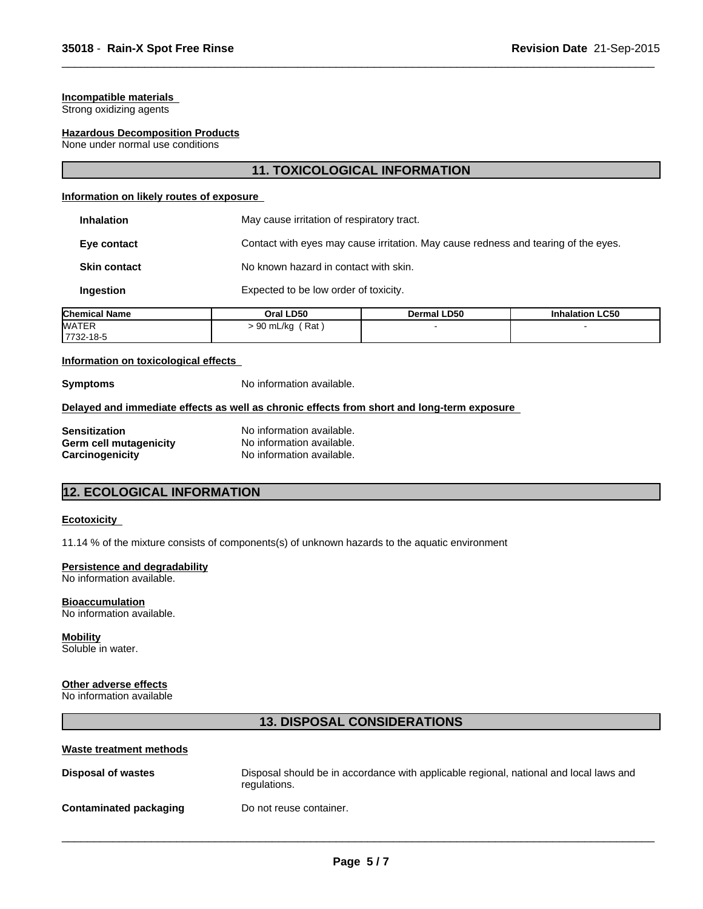#### Incompatible materials

Strong oxidizing agents

#### Hazardous Decomposition Products

None under normal use conditions

## 11. TOXICOLOGICAL INFORMATION

#### Information on likely routes of exposure

**Inhalation** May cause irritation of respiratory tract.

**Eye contact** Contact with eyes may cause irritation. May cause redness and tearing of the eyes.

**Skin contact** No known hazard in contact with skin.

**Ingestion** Expected to be low order of toxicity.

| Chemical Name | Oral LD50 | Dermal LD50 | Inhalation LC50 |
|---|---|---|---|
| WATER 7732-18-5 | > 90 mL/kg ( Rat ) | - | - |

#### Information on toxicological effects

**Symptoms** No information available.

#### Delayed and immediate effects as well as chronic effects from short and long-term exposure

**Sensitization** No information available.
**Germ cell mutagenicity** No information available.
**Carcinogenicity** No information available.

## 12. ECOLOGICAL INFORMATION

#### Ecotoxicity

11.14 % of the mixture consists of components(s) of unknown hazards to the aquatic environment

#### Persistence and degradability

No information available.

#### Bioaccumulation

No information available.

#### Mobility

Soluble in water.

#### Other adverse effects

No information available

## 13. DISPOSAL CONSIDERATIONS

#### Waste treatment methods

**Disposal of wastes** Disposal should be in accordance with applicable regional, national and local laws and regulations.

**Contaminated packaging** Do not reuse container.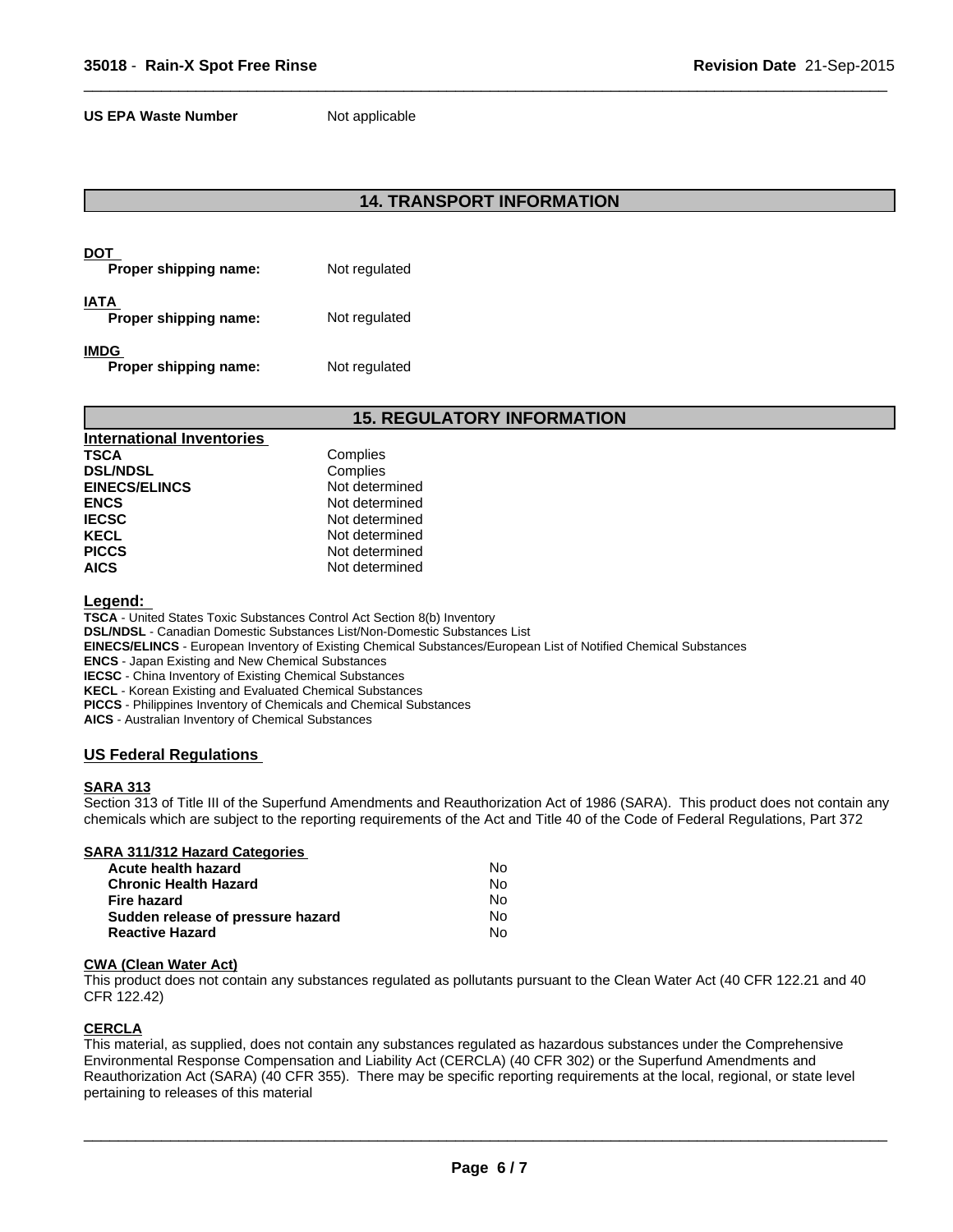**US EPA Waste Number** Not applicable

## 14. TRANSPORT INFORMATION

**DOT**

**Proper shipping name:** Not regulated

**IATA**

**Proper shipping name:** Not regulated

**IMDG**

**Proper shipping name:** Not regulated

## 15. REGULATORY INFORMATION

**International Inventories**

| | |
|---|---|
| **TSCA** | Complies |
| **DSL/NDSL** | Complies |
| **EINECS/ELINCS** | Not determined |
| **ENCS** | Not determined |
| **IECSC** | Not determined |
| **KECL** | Not determined |
| **PICCS** | Not determined |
| **AICS** | Not determined |

**Legend:**

**TSCA** - United States Toxic Substances Control Act Section 8(b) Inventory
**DSL/NDSL** - Canadian Domestic Substances List/Non-Domestic Substances List
**EINECS/ELINCS** - European Inventory of Existing Chemical Substances/European List of Notified Chemical Substances
**ENCS** - Japan Existing and New Chemical Substances
**IECSC** - China Inventory of Existing Chemical Substances
**KECL** - Korean Existing and Evaluated Chemical Substances
**PICCS** - Philippines Inventory of Chemicals and Chemical Substances
**AICS** - Australian Inventory of Chemical Substances

### US Federal Regulations

**SARA 313**

Section 313 of Title III of the Superfund Amendments and Reauthorization Act of 1986 (SARA). This product does not contain any chemicals which are subject to the reporting requirements of the Act and Title 40 of the Code of Federal Regulations, Part 372

**SARA 311/312 Hazard Categories**

| | |
|---|---|
| **Acute health hazard** | No |
| **Chronic Health Hazard** | No |
| **Fire hazard** | No |
| **Sudden release of pressure hazard** | No |
| **Reactive Hazard** | No |

**CWA (Clean Water Act)**

This product does not contain any substances regulated as pollutants pursuant to the Clean Water Act (40 CFR 122.21 and 40 CFR 122.42)

**CERCLA**

This material, as supplied, does not contain any substances regulated as hazardous substances under the Comprehensive Environmental Response Compensation and Liability Act (CERCLA) (40 CFR 302) or the Superfund Amendments and Reauthorization Act (SARA) (40 CFR 355). There may be specific reporting requirements at the local, regional, or state level pertaining to releases of this material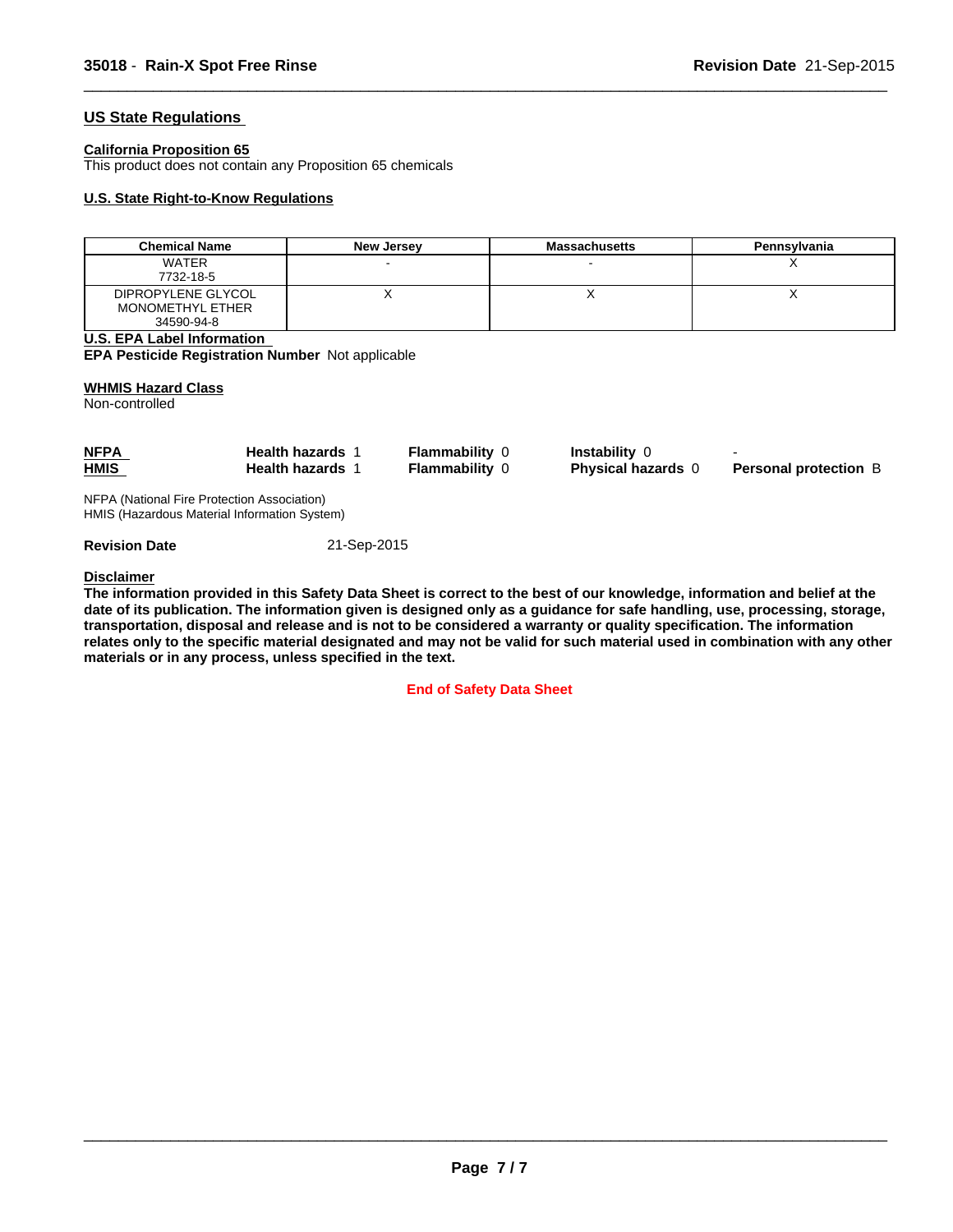## US State Regulations

### California Proposition 65

This product does not contain any Proposition 65 chemicals

### U.S. State Right-to-Know Regulations

| Chemical Name | New Jersey | Massachusetts | Pennsylvania |
|---|---|---|---|
| WATER<br>7732-18-5 | - | - | X |
| DIPROPYLENE GLYCOL MONOMETHYL ETHER<br>34590-94-8 | X | X | X |

### U.S. EPA Label Information

**EPA Pesticide Registration Number** Not applicable

### WHMIS Hazard Class

Non-controlled

| | | | | |
|---|---|---|---|---|
| **NFPA** | **Health hazards** 1 | **Flammability** 0 | **Instability** 0 | - |
| **HMIS** | **Health hazards** 1 | **Flammability** 0 | **Physical hazards** 0 | **Personal protection** B |

NFPA (National Fire Protection Association)
HMIS (Hazardous Material Information System)

**Revision Date** 21-Sep-2015

### Disclaimer

**The information provided in this Safety Data Sheet is correct to the best of our knowledge, information and belief at the date of its publication. The information given is designed only as a guidance for safe handling, use, processing, storage, transportation, disposal and release and is not to be considered a warranty or quality specification. The information relates only to the specific material designated and may not be valid for such material used in combination with any other materials or in any process, unless specified in the text.**

**End of Safety Data Sheet**